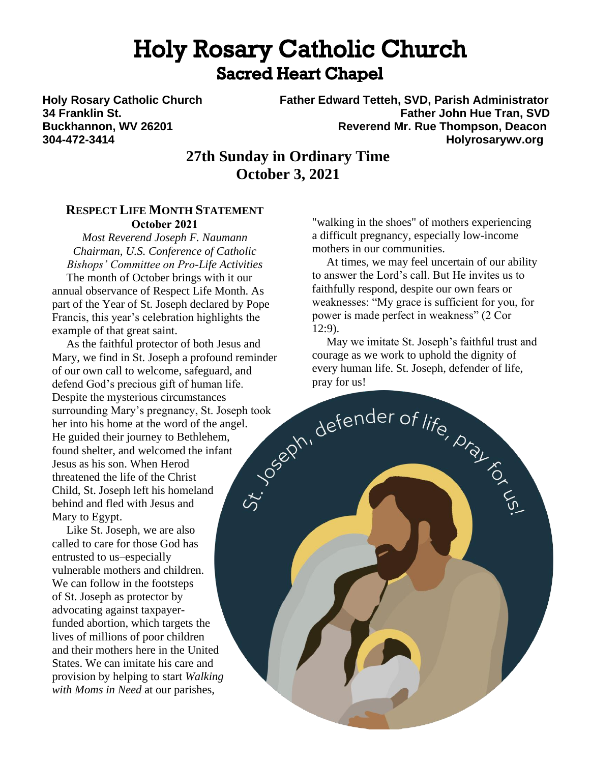# Holy Rosary Catholic Church

## Sacred Heart Chapel

**Holy Rosary Catholic Church**
**34 Franklin St.**
**Buckhannon, WV 26201**
**304-472-3414**

**Father Edward Tetteh, SVD, Parish Administrator**
**Father John Hue Tran, SVD**
**Reverend Mr. Rue Thompson, Deacon**
**Holyrosarywv.org**

## 27th Sunday in Ordinary Time
## October 3, 2021

### RESPECT LIFE MONTH STATEMENT
**October 2021**

*Most Reverend Joseph F. Naumann*
*Chairman, U.S. Conference of Catholic Bishops' Committee on Pro-Life Activities*

The month of October brings with it our annual observance of Respect Life Month. As part of the Year of St. Joseph declared by Pope Francis, this year's celebration highlights the example of that great saint.

As the faithful protector of both Jesus and Mary, we find in St. Joseph a profound reminder of our own call to welcome, safeguard, and defend God's precious gift of human life. Despite the mysterious circumstances surrounding Mary's pregnancy, St. Joseph took her into his home at the word of the angel. He guided their journey to Bethlehem, found shelter, and welcomed the infant Jesus as his son. When Herod threatened the life of the Christ Child, St. Joseph left his homeland behind and fled with Jesus and Mary to Egypt.

Like St. Joseph, we are also called to care for those God has entrusted to us–especially vulnerable mothers and children. We can follow in the footsteps of St. Joseph as protector by advocating against taxpayer-funded abortion, which targets the lives of millions of poor children and their mothers here in the United States. We can imitate his care and provision by helping to start *Walking with Moms in Need* at our parishes, "walking in the shoes" of mothers experiencing a difficult pregnancy, especially low-income mothers in our communities.

At times, we may feel uncertain of our ability to answer the Lord's call. But He invites us to faithfully respond, despite our own fears or weaknesses: "My grace is sufficient for you, for power is made perfect in weakness" (2 Cor 12:9).

May we imitate St. Joseph's faithful trust and courage as we work to uphold the dignity of every human life. St. Joseph, defender of life, pray for us!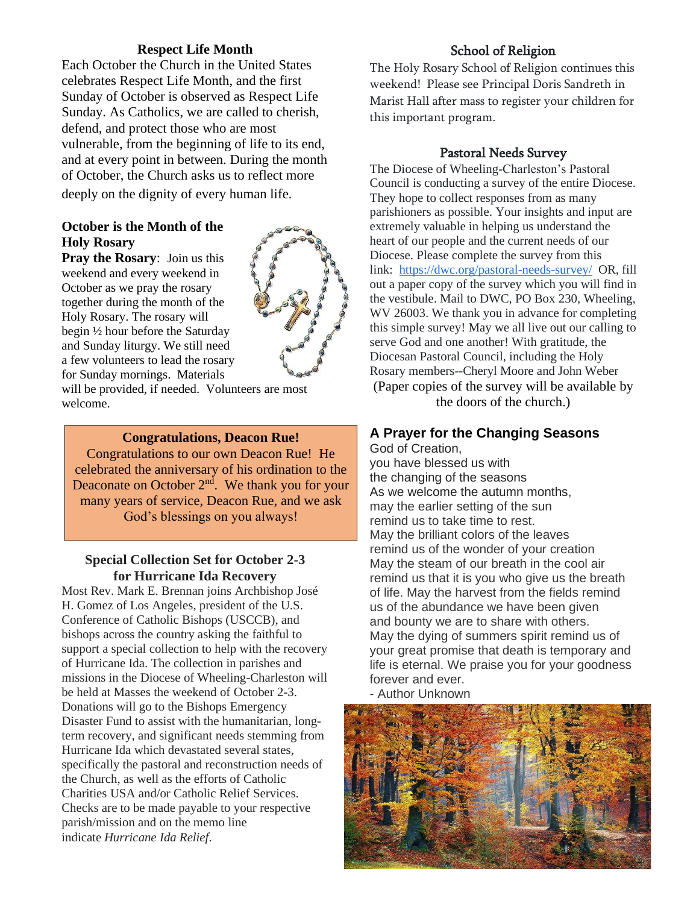## Respect Life Month

Each October the Church in the United States celebrates Respect Life Month, and the first Sunday of October is observed as Respect Life Sunday. As Catholics, we are called to cherish, defend, and protect those who are most vulnerable, from the beginning of life to its end, and at every point in between. During the month of October, the Church asks us to reflect more deeply on the dignity of every human life.

## October is the Month of the Holy Rosary

**Pray the Rosary**: Join us this weekend and every weekend in October as we pray the rosary together during the month of the Holy Rosary. The rosary will begin ½ hour before the Saturday and Sunday liturgy. We still need a few volunteers to lead the rosary for Sunday mornings. Materials will be provided, if needed. Volunteers are most welcome.

## Congratulations, Deacon Rue!

Congratulations to our own Deacon Rue! He celebrated the anniversary of his ordination to the Deaconate on October 2nd. We thank you for your many years of service, Deacon Rue, and we ask God's blessings on you always!

## Special Collection Set for October 2-3 for Hurricane Ida Recovery

Most Rev. Mark E. Brennan joins Archbishop José H. Gomez of Los Angeles, president of the U.S. Conference of Catholic Bishops (USCCB), and bishops across the country asking the faithful to support a special collection to help with the recovery of Hurricane Ida. The collection in parishes and missions in the Diocese of Wheeling-Charleston will be held at Masses the weekend of October 2-3. Donations will go to the Bishops Emergency Disaster Fund to assist with the humanitarian, long-term recovery, and significant needs stemming from Hurricane Ida which devastated several states, specifically the pastoral and reconstruction needs of the Church, as well as the efforts of Catholic Charities USA and/or Catholic Relief Services. Checks are to be made payable to your respective parish/mission and on the memo line indicate *Hurricane Ida Relief*.

## School of Religion

The Holy Rosary School of Religion continues this weekend! Please see Principal Doris Sandreth in Marist Hall after mass to register your children for this important program.

## Pastoral Needs Survey

The Diocese of Wheeling-Charleston's Pastoral Council is conducting a survey of the entire Diocese. They hope to collect responses from as many parishioners as possible. Your insights and input are extremely valuable in helping us understand the heart of our people and the current needs of our Diocese. Please complete the survey from this link: https://dwc.org/pastoral-needs-survey/ OR, fill out a paper copy of the survey which you will find in the vestibule. Mail to DWC, PO Box 230, Wheeling, WV 26003. We thank you in advance for completing this simple survey! May we all live out our calling to serve God and one another! With gratitude, the Diocesan Pastoral Council, including the Holy Rosary members--Cheryl Moore and John Weber

(Paper copies of the survey will be available by the doors of the church.)

## A Prayer for the Changing Seasons

God of Creation,
you have blessed us with
the changing of the seasons
As we welcome the autumn months,
may the earlier setting of the sun
remind us to take time to rest.
May the brilliant colors of the leaves
remind us of the wonder of your creation
May the steam of our breath in the cool air
remind us that it is you who give us the breath
of life. May the harvest from the fields remind
us of the abundance we have been given
and bounty we are to share with others.
May the dying of summers spirit remind us of
your great promise that death is temporary and
life is eternal. We praise you for your goodness
forever and ever.

- Author Unknown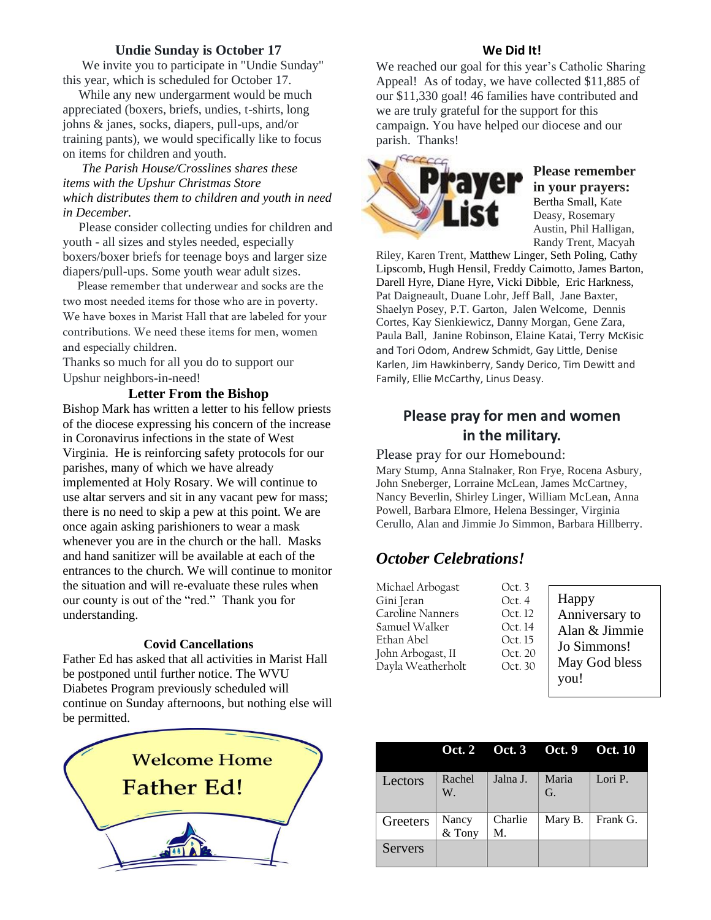## Undie Sunday is October 17

We invite you to participate in "Undie Sunday" this year, which is scheduled for October 17.

While any new undergarment would be much appreciated (boxers, briefs, undies, t-shirts, long johns & janes, socks, diapers, pull-ups, and/or training pants), we would specifically like to focus on items for children and youth.

*The Parish House/Crosslines shares these items with the Upshur Christmas Store which distributes them to children and youth in need in December.*

Please consider collecting undies for children and youth - all sizes and styles needed, especially boxers/boxer briefs for teenage boys and larger size diapers/pull-ups. Some youth wear adult sizes.

Please remember that underwear and socks are the two most needed items for those who are in poverty. We have boxes in Marist Hall that are labeled for your contributions. We need these items for men, women and especially children.

Thanks so much for all you do to support our Upshur neighbors-in-need!

## Letter From the Bishop

Bishop Mark has written a letter to his fellow priests of the diocese expressing his concern of the increase in Coronavirus infections in the state of West Virginia. He is reinforcing safety protocols for our parishes, many of which we have already implemented at Holy Rosary. We will continue to use altar servers and sit in any vacant pew for mass; there is no need to skip a pew at this point. We are once again asking parishioners to wear a mask whenever you are in the church or the hall. Masks and hand sanitizer will be available at each of the entrances to the church. We will continue to monitor the situation and will re-evaluate these rules when our county is out of the "red." Thank you for understanding.

## Covid Cancellations

Father Ed has asked that all activities in Marist Hall be postponed until further notice. The WVU Diabetes Program previously scheduled will continue on Sunday afternoons, but nothing else will be permitted.

**Welcome Home Father Ed!**

## We Did It!

We reached our goal for this year's Catholic Sharing Appeal! As of today, we have collected $11,885 of our $11,330 goal! 46 families have contributed and we are truly grateful for the support for this campaign. You have helped our diocese and our parish. Thanks!

## Prayer List

**Please remember in your prayers:** Bertha Small, Kate Deasy, Rosemary Austin, Phil Halligan, Randy Trent, Macyah Riley, Karen Trent, Matthew Linger, Seth Poling, Cathy Lipscomb, Hugh Hensil, Freddy Caimotto, James Barton, Darell Hyre, Diane Hyre, Vicki Dibble, Eric Harkness, Pat Daigneault, Duane Lohr, Jeff Ball, Jane Baxter, Shaelyn Posey, P.T. Garton, Jalen Welcome, Dennis Cortes, Kay Sienkiewicz, Danny Morgan, Gene Zara, Paula Ball, Janine Robinson, Elaine Katai, Terry McKisic and Tori Odom, Andrew Schmidt, Gay Little, Denise Karlen, Jim Hawkinberry, Sandy Derico, Tim Dewitt and Family, Ellie McCarthy, Linus Deasy.

## Please pray for men and women in the military.

Please pray for our Homebound:

Mary Stump, Anna Stalnaker, Ron Frye, Rocena Asbury, John Sneberger, Lorraine McLean, James McCartney, Nancy Beverlin, Shirley Linger, William McLean, Anna Powell, Barbara Elmore, Helena Bessinger, Virginia Cerullo, Alan and Jimmie Jo Simmon, Barbara Hillberry.

## *October Celebrations!*

| | |
|---|---|
| Michael Arbogast | Oct. 3 |
| Gini Jeran | Oct. 4 |
| Caroline Nanners | Oct. 12 |
| Samuel Walker | Oct. 14 |
| Ethan Abel | Oct. 15 |
| John Arbogast, II | Oct. 20 |
| Dayla Weatherholt | Oct. 30 |

Happy Anniversary to Alan & Jimmie Jo Simmons! May God bless you!

| | Oct. 2 | Oct. 3 | Oct. 9 | Oct. 10 |
|---|---|---|---|---|
| Lectors | Rachel W. | Jalna J. | Maria G. | Lori P. |
| Greeters | Nancy & Tony | Charlie M. | Mary B. | Frank G. |
| Servers | | | | |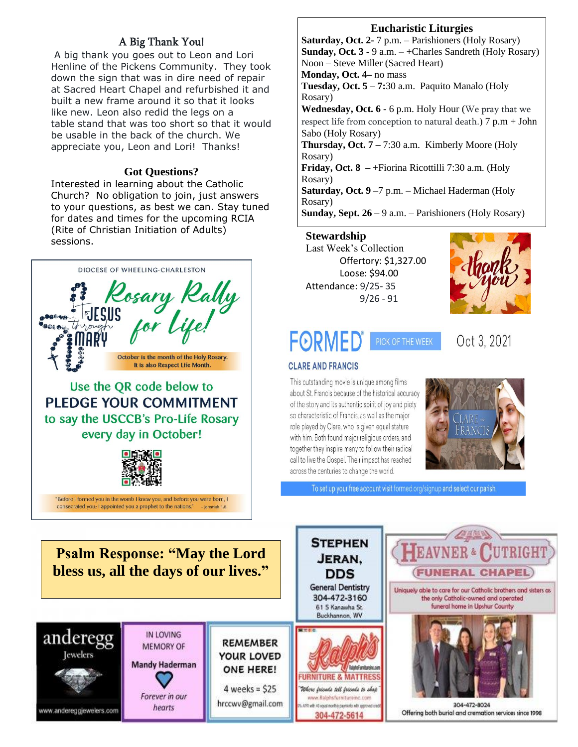## A Big Thank You!

A big thank you goes out to Leon and Lori Henline of the Pickens Community. They took down the sign that was in dire need of repair at Sacred Heart Chapel and refurbished it and built a new frame around it so that it looks like new. Leon also redid the legs on a table stand that was too short so that it would be usable in the back of the church. We appreciate you, Leon and Lori! Thanks!

## Got Questions?

Interested in learning about the Catholic Church? No obligation to join, just answers to your questions, as best we can. Stay tuned for dates and times for the upcoming RCIA (Rite of Christian Initiation of Adults) sessions.

DIOCESE OF WHEELING-CHARLESTON

**Rosary Rally for Life!**

To JESUS through MARY

October is the month of the Holy Rosary. It is also Respect Life Month.

Use the QR code below to **PLEDGE YOUR COMMITMENT** to say the USCCB's Pro-Life Rosary every day in October!

"Before I formed you in the womb I knew you, and before you were born, I consecrated you; I appointed you a prophet to the nations." – Jeremiah 1:5

## Eucharistic Liturgies

**Saturday, Oct. 2-** 7 p.m. – Parishioners (Holy Rosary)
**Sunday, Oct. 3 -** 9 a.m. – +Charles Sandreth (Holy Rosary)
Noon – Steve Miller (Sacred Heart)
**Monday, Oct. 4–** no mass
**Tuesday, Oct. 5 – 7:**30 a.m. Paquito Manalo (Holy Rosary)
**Wednesday, Oct. 6 -** 6 p.m. Holy Hour (We pray that we respect life from conception to natural death.) 7 p.m + John Sabo (Holy Rosary)
**Thursday, Oct. 7 –** 7:30 a.m. Kimberly Moore (Holy Rosary)
**Friday, Oct. 8 –** +Fiorina Ricottilli 7:30 a.m. (Holy Rosary)
**Saturday, Oct. 9 –**7 p.m. – Michael Haderman (Holy Rosary)
**Sunday, Sept. 26 –** 9 a.m. – Parishioners (Holy Rosary)

## Stewardship

Last Week's Collection
Offertory: $1,327.00
Loose: $94.00
Attendance: 9/25- 35
9/26 - 91

**FORMED** PICK OF THE WEEK Oct 3, 2021

**CLARE AND FRANCIS**

This outstanding movie is unique among films about St. Francis because of the historical accuracy of the story and its authentic spirit of joy and piety so characteristic of Francis, as well as the major role played by Clare, who is given equal stature with him. Both found major religious orders, and together they inspire many to follow their radical call to live the Gospel. Their impact has reached across the centuries to change the world.

To set up your free account visit formed.org/signup and select our parish.

**Psalm Response: "May the Lord bless us, all the days of our lives."**

STEPHEN JERAN, DDS
General Dentistry
304-472-3160
61 S Kanawha St.
Buckhannon, WV

HEAVNER & CUTRIGHT FUNERAL CHAPEL
Uniquely able to care for our Catholic brothers and sisters as the only Catholic-owned and operated funeral home in Upshur County
304-472-8024
Offering both burial and cremation services since 1998

anderegg Jewelers
www.andereggjewelers.com

IN LOVING MEMORY OF
Mandy Haderman
Forever in our hearts

REMEMBER YOUR LOVED ONE HERE!
4 weeks = $25
hrccwv@gmail.com

Ralph's FURNITURE & MATTRESS
"Where friends tell friends to shop"
www.Ralphsfurnitureinc.com
304-472-5614